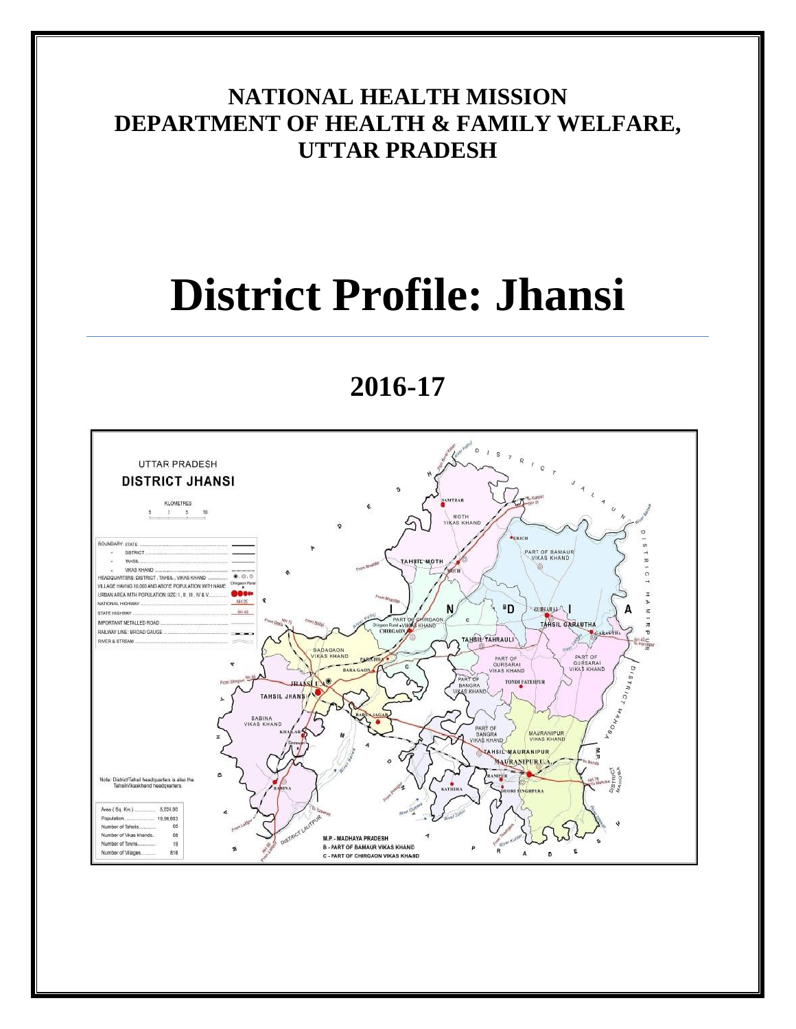# NATIONAL HEALTH MISSION
# DEPARTMENT OF HEALTH & FAMILY WELFARE, UTTAR PRADESH

# District Profile: Jhansi

## 2016-17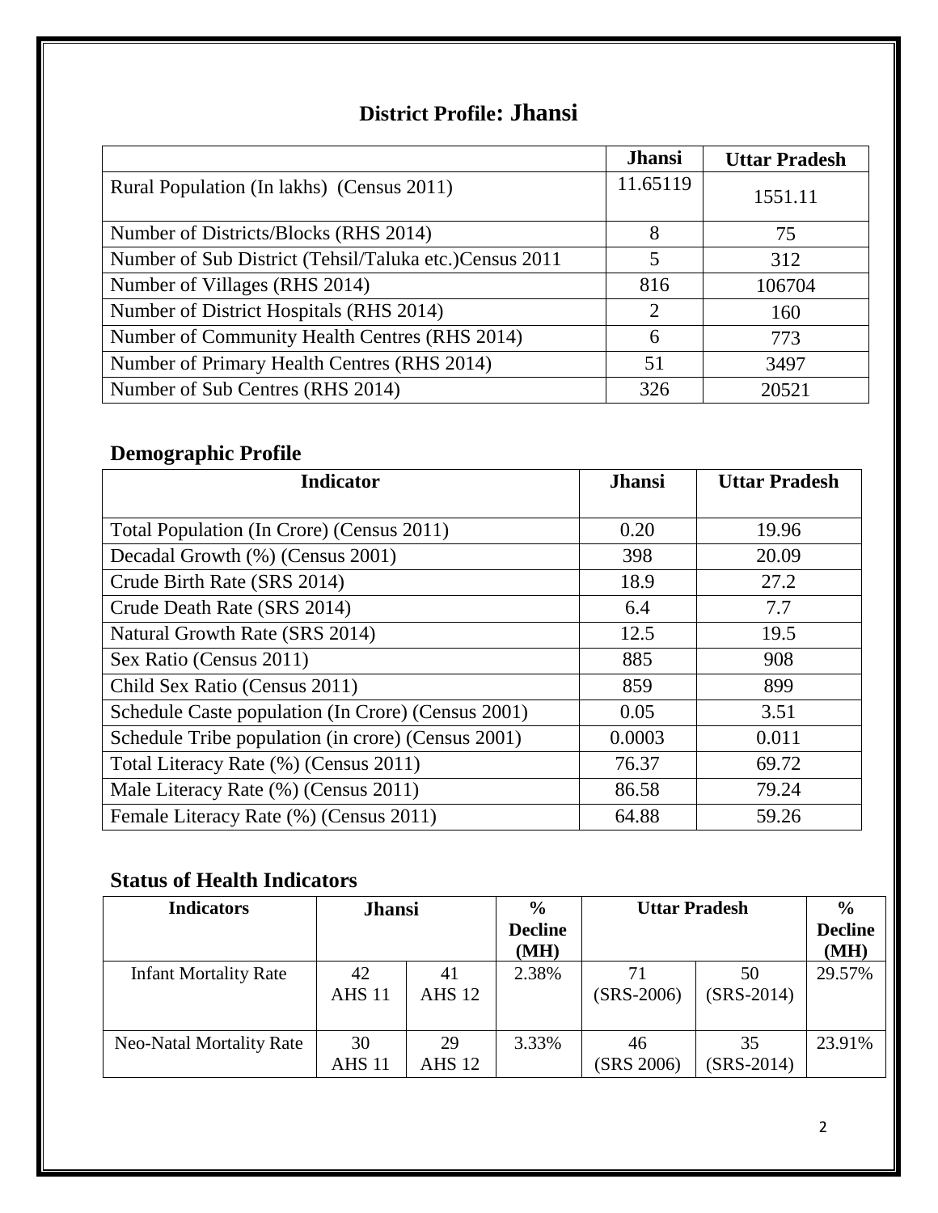# District Profile: Jhansi

| | Jhansi | Uttar Pradesh |
|---|---|---|
| Rural Population (In lakhs) (Census 2011) | 11.65119 | 1551.11 |
| Number of Districts/Blocks (RHS 2014) | 8 | 75 |
| Number of Sub District (Tehsil/Taluka etc.)Census 2011 | 5 | 312 |
| Number of Villages (RHS 2014) | 816 | 106704 |
| Number of District Hospitals (RHS 2014) | 2 | 160 |
| Number of Community Health Centres (RHS 2014) | 6 | 773 |
| Number of Primary Health Centres (RHS 2014) | 51 | 3497 |
| Number of Sub Centres (RHS 2014) | 326 | 20521 |

## Demographic Profile

| Indicator | Jhansi | Uttar Pradesh |
|---|---|---|
| Total Population (In Crore) (Census 2011) | 0.20 | 19.96 |
| Decadal Growth (%) (Census 2001) | 398 | 20.09 |
| Crude Birth Rate (SRS 2014) | 18.9 | 27.2 |
| Crude Death Rate (SRS 2014) | 6.4 | 7.7 |
| Natural Growth Rate (SRS 2014) | 12.5 | 19.5 |
| Sex Ratio (Census 2011) | 885 | 908 |
| Child Sex Ratio (Census 2011) | 859 | 899 |
| Schedule Caste population (In Crore) (Census 2001) | 0.05 | 3.51 |
| Schedule Tribe population (in crore) (Census 2001) | 0.0003 | 0.011 |
| Total Literacy Rate (%) (Census 2011) | 76.37 | 69.72 |
| Male Literacy Rate (%) (Census 2011) | 86.58 | 79.24 |
| Female Literacy Rate (%) (Census 2011) | 64.88 | 59.26 |

## Status of Health Indicators

| Indicators | Jhansi | | % Decline (MH) | Uttar Pradesh | | % Decline (MH) |
|---|---|---|---|---|---|---|
| Infant Mortality Rate | 42 AHS 11 | 41 AHS 12 | 2.38% | 71 (SRS-2006) | 50 (SRS-2014) | 29.57% |
| Neo-Natal Mortality Rate | 30 AHS 11 | 29 AHS 12 | 3.33% | 46 (SRS 2006) | 35 (SRS-2014) | 23.91% |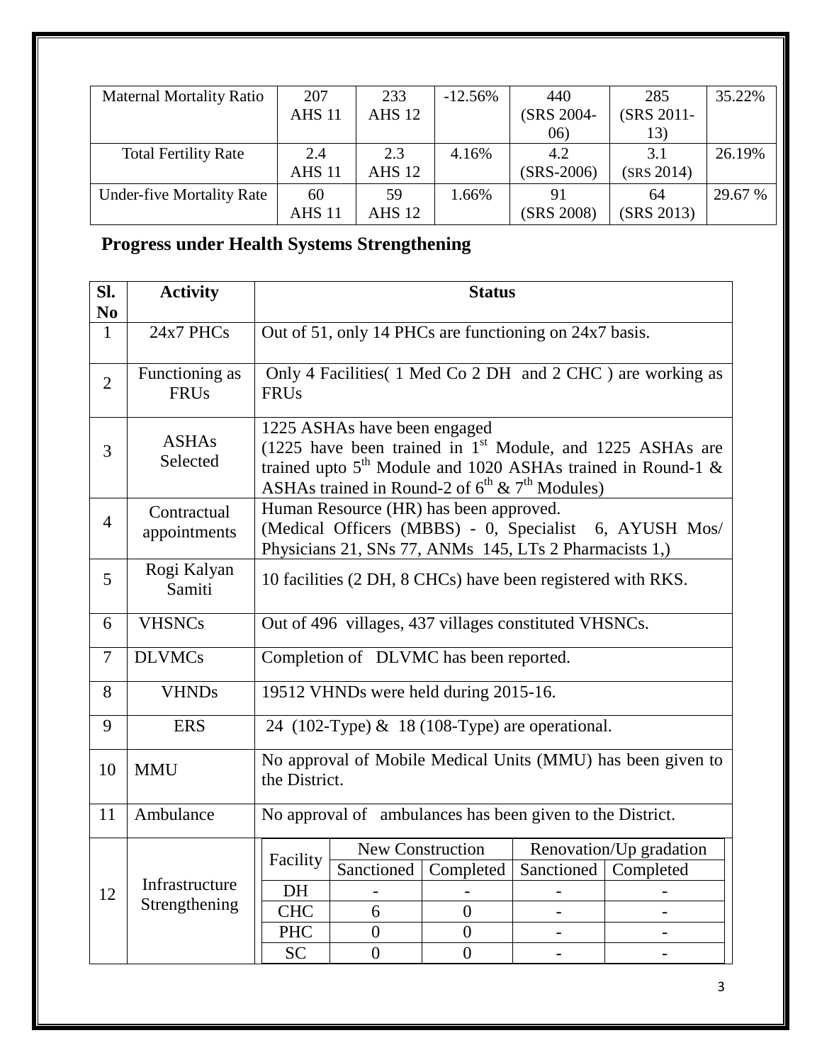| Maternal Mortality Ratio | 207 AHS 11 | 233 AHS 12 | -12.56% | 440 (SRS 2004-06) | 285 (SRS 2011-13) | 35.22% |
|---|---|---|---|---|---|---|
| Total Fertility Rate | 2.4 AHS 11 | 2.3 AHS 12 | 4.16% | 4.2 (SRS-2006) | 3.1 (SRS 2014) | 26.19% |
| Under-five Mortality Rate | 60 AHS 11 | 59 AHS 12 | 1.66% | 91 (SRS 2008) | 64 (SRS 2013) | 29.67 % |

## Progress under Health Systems Strengthening

| Sl. No | Activity | Status |
|---|---|---|
| 1 | 24x7 PHCs | Out of 51, only 14 PHCs are functioning on 24x7 basis. |
| 2 | Functioning as FRUs | Only 4 Facilities( 1 Med Co 2 DH and 2 CHC ) are working as FRUs |
| 3 | ASHAs Selected | 1225 ASHAs have been engaged (1225 have been trained in 1st Module, and 1225 ASHAs are trained upto 5th Module and 1020 ASHAs trained in Round-1 & ASHAs trained in Round-2 of 6th & 7th Modules) |
| 4 | Contractual appointments | Human Resource (HR) has been approved. (Medical Officers (MBBS) - 0, Specialist 6, AYUSH Mos/ Physicians 21, SNs 77, ANMs 145, LTs 2 Pharmacists 1,) |
| 5 | Rogi Kalyan Samiti | 10 facilities (2 DH, 8 CHCs) have been registered with RKS. |
| 6 | VHSNCs | Out of 496 villages, 437 villages constituted VHSNCs. |
| 7 | DLVMCs | Completion of DLVMC has been reported. |
| 8 | VHNDs | 19512 VHNDs were held during 2015-16. |
| 9 | ERS | 24 (102-Type) & 18 (108-Type) are operational. |
| 10 | MMU | No approval of Mobile Medical Units (MMU) has been given to the District. |
| 11 | Ambulance | No approval of ambulances has been given to the District. |
| 12 | Infrastructure Strengthening | (see table below) |

| Facility | New Construction | | Renovation/Up gradation | |
|---|---|---|---|---|
| | Sanctioned | Completed | Sanctioned | Completed |
| DH | - | - | - | - |
| CHC | 6 | 0 | - | - |
| PHC | 0 | 0 | - | - |
| SC | 0 | 0 | - | - |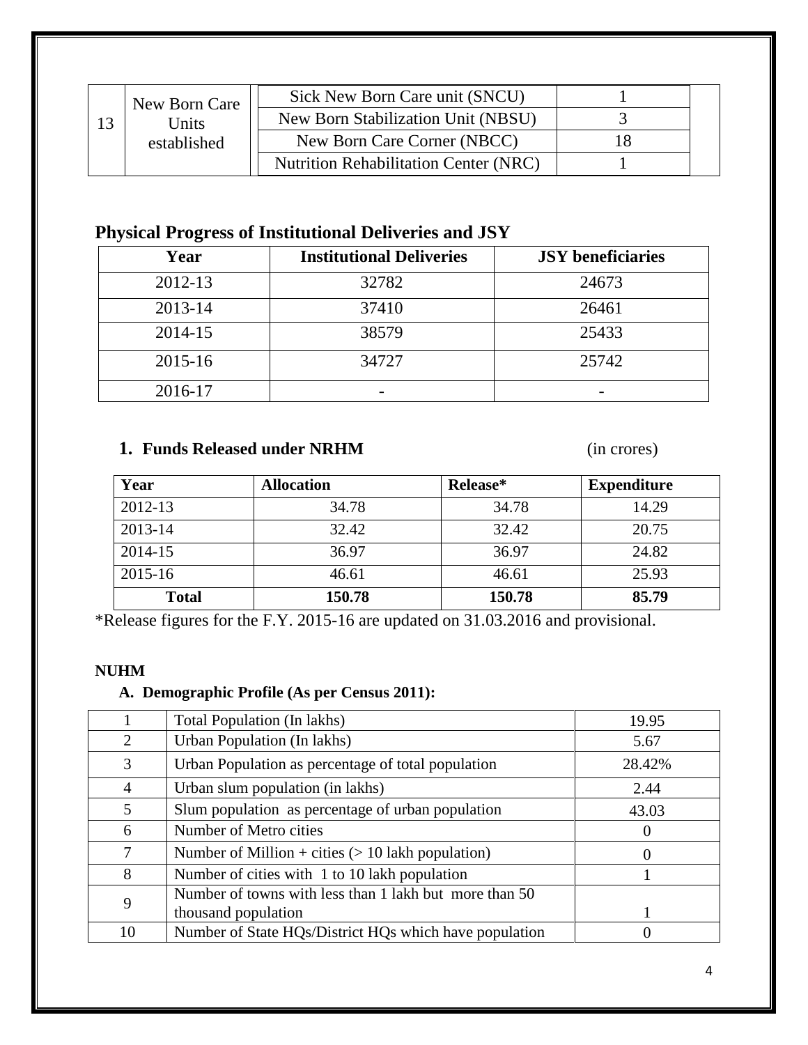| 13 | New Born Care Units established | Sick New Born Care unit (SNCU) | 1 | |
|---|---|---|---|---|
| | | New Born Stabilization Unit (NBSU) | 3 | |
| | | New Born Care Corner (NBCC) | 18 | |
| | | Nutrition Rehabilitation Center (NRC) | 1 | |

## Physical Progress of Institutional Deliveries and JSY

| Year | Institutional Deliveries | JSY beneficiaries |
|---|---|---|
| 2012-13 | 32782 | 24673 |
| 2013-14 | 37410 | 26461 |
| 2014-15 | 38579 | 25433 |
| 2015-16 | 34727 | 25742 |
| 2016-17 | - | - |

### 1. Funds Released under NRHM (in crores)

| Year | Allocation | Release* | Expenditure |
|---|---|---|---|
| 2012-13 | 34.78 | 34.78 | 14.29 |
| 2013-14 | 32.42 | 32.42 | 20.75 |
| 2014-15 | 36.97 | 36.97 | 24.82 |
| 2015-16 | 46.61 | 46.61 | 25.93 |
| **Total** | **150.78** | **150.78** | **85.79** |

*Release figures for the F.Y. 2015-16 are updated on 31.03.2016 and provisional.

**NUHM**

**A. Demographic Profile (As per Census 2011):**

| 1 | Total Population (In lakhs) | 19.95 |
|---|---|---|
| 2 | Urban Population (In lakhs) | 5.67 |
| 3 | Urban Population as percentage of total population | 28.42% |
| 4 | Urban slum population (in lakhs) | 2.44 |
| 5 | Slum population as percentage of urban population | 43.03 |
| 6 | Number of Metro cities | 0 |
| 7 | Number of Million + cities (> 10 lakh population) | 0 |
| 8 | Number of cities with 1 to 10 lakh population | 1 |
| 9 | Number of towns with less than 1 lakh but more than 50 thousand population | 1 |
| 10 | Number of State HQs/District HQs which have population | 0 |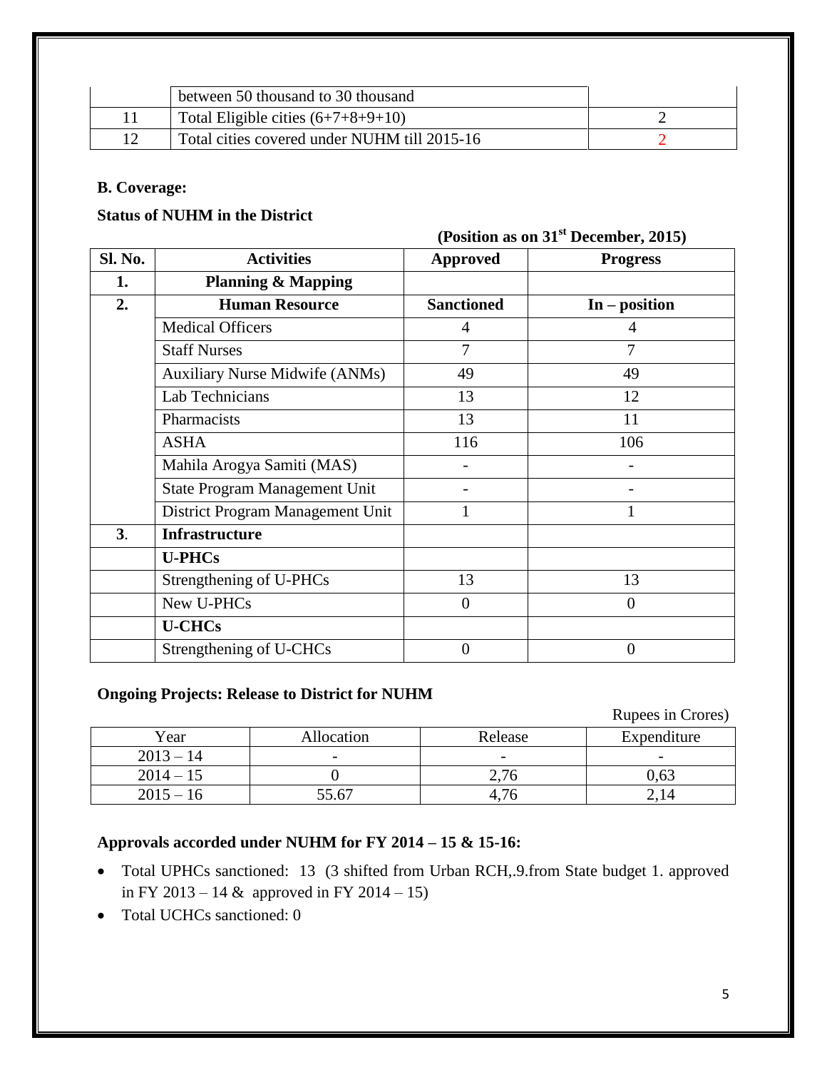| | | |
|---|---|---|
| | between 50 thousand to 30 thousand | |
| 11 | Total Eligible cities (6+7+8+9+10) | 2 |
| 12 | Total cities covered under NUHM till 2015-16 | 2 |

**B. Coverage:**

**Status of NUHM in the District**

**(Position as on 31st December, 2015)**

| Sl. No. | Activities | Approved | Progress |
|---|---|---|---|
| **1.** | **Planning & Mapping** | | |
| **2.** | **Human Resource** | **Sanctioned** | **In – position** |
| | Medical Officers | 4 | 4 |
| | Staff Nurses | 7 | 7 |
| | Auxiliary Nurse Midwife (ANMs) | 49 | 49 |
| | Lab Technicians | 13 | 12 |
| | Pharmacists | 13 | 11 |
| | ASHA | 116 | 106 |
| | Mahila Arogya Samiti (MAS) | - | - |
| | State Program Management Unit | - | - |
| | District Program Management Unit | 1 | 1 |
| **3.** | **Infrastructure** | | |
| | **U-PHCs** | | |
| | Strengthening of U-PHCs | 13 | 13 |
| | New U-PHCs | 0 | 0 |
| | **U-CHCs** | | |
| | Strengthening of U-CHCs | 0 | 0 |

**Ongoing Projects: Release to District for NUHM**

Rupees in Crores)

| Year | Allocation | Release | Expenditure |
|---|---|---|---|
| 2013 – 14 | - | - | - |
| 2014 – 15 | 0 | 2,76 | 0,63 |
| 2015 – 16 | 55.67 | 4,76 | 2,14 |

**Approvals accorded under NUHM for FY 2014 – 15 & 15-16:**

- Total UPHCs sanctioned: 13 (3 shifted from Urban RCH,.9.from State budget 1. approved in FY 2013 – 14 & approved in FY 2014 – 15)
- Total UCHCs sanctioned: 0